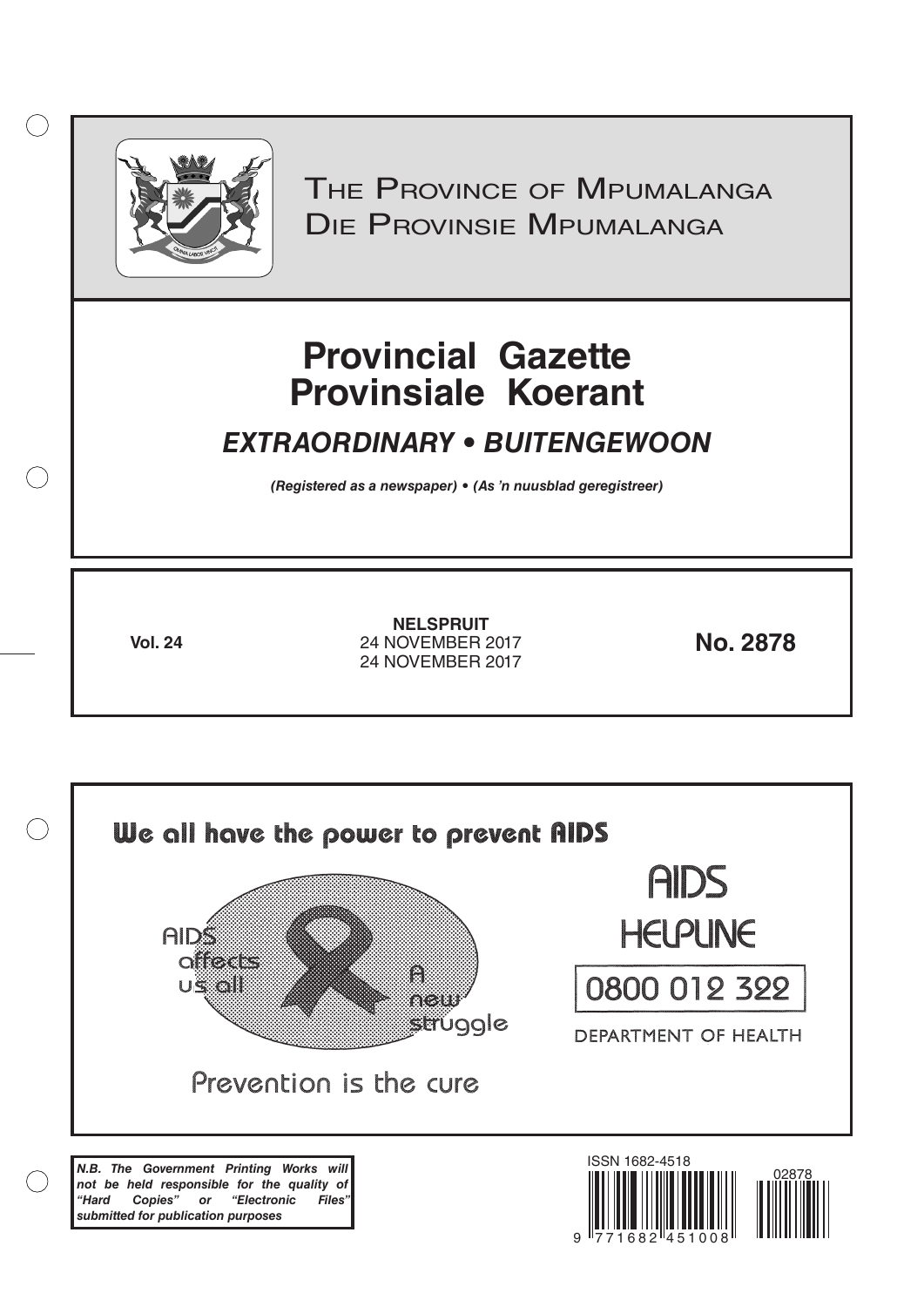THE PROVINCE OF MPUMALANGA
DIE PROVINSIE MPUMALANGA

# Provincial Gazette
# Provinsiale Koerant

## *EXTRAORDINARY • BUITENGEWOON*

***(Registered as a newspaper) • (As 'n nuusblad geregistreer)***

**Vol. 24**

**NELSPRUIT**
24 NOVEMBER 2017
24 NOVEMBER 2017

**No. 2878**

We all have the power to prevent AIDS

AIDS affects us all

A new struggle

Prevention is the cure

AIDS HELPLINE

0800 012 322

DEPARTMENT OF HEALTH

***N.B. The Government Printing Works will not be held responsible for the quality of "Hard Copies" or "Electronic Files" submitted for publication purposes***

ISSN 1682-4518

02878

9 771682 451008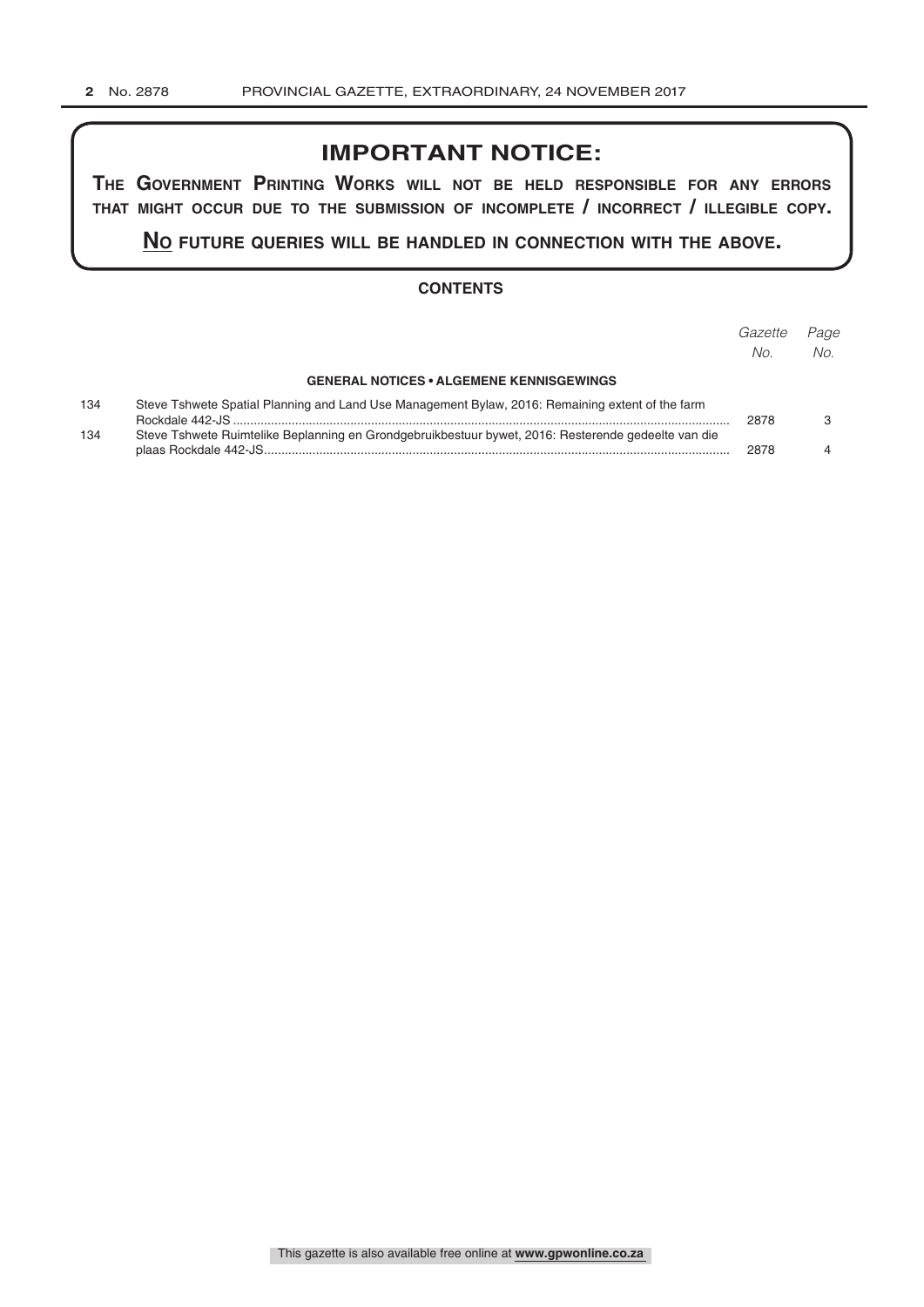# IMPORTANT NOTICE:

**THE GOVERNMENT PRINTING WORKS WILL NOT BE HELD RESPONSIBLE FOR ANY ERRORS THAT MIGHT OCCUR DUE TO THE SUBMISSION OF INCOMPLETE / INCORRECT / ILLEGIBLE COPY.**

**NO FUTURE QUERIES WILL BE HANDLED IN CONNECTION WITH THE ABOVE.**

## CONTENTS

| | | *Gazette No.* | *Page No.* |
|---|---|---|---|
| | **GENERAL NOTICES • ALGEMENE KENNISGEWINGS** | | |
| 134 | Steve Tshwete Spatial Planning and Land Use Management Bylaw, 2016: Remaining extent of the farm Rockdale 442-JS | 2878 | 3 |
| 134 | Steve Tshwete Ruimtelike Beplanning en Grondgebruikbestuur bywet, 2016: Resterende gedeelte van die plaas Rockdale 442-JS | 2878 | 4 |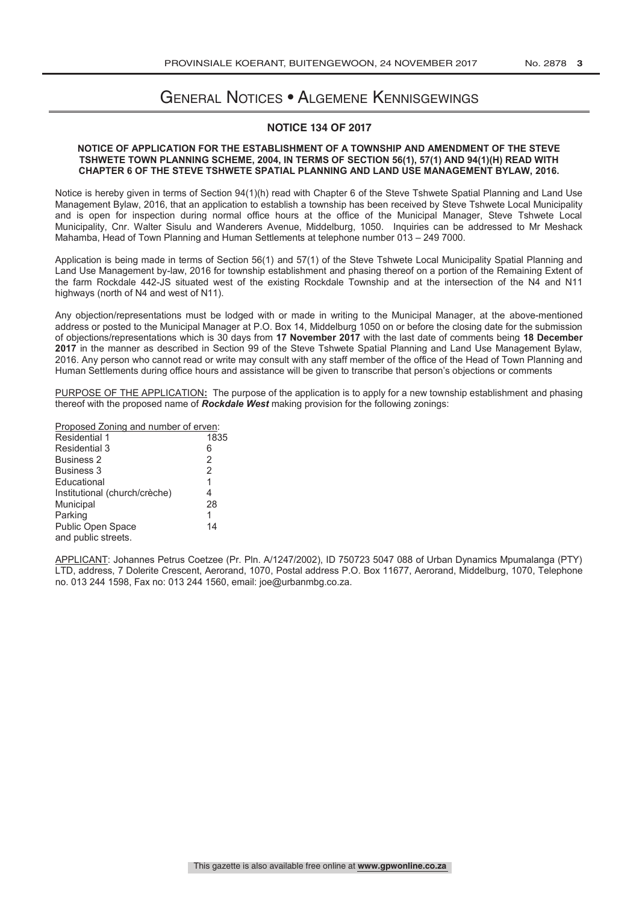# GENERAL NOTICES • ALGEMENE KENNISGEWINGS

## NOTICE 134 OF 2017

### NOTICE OF APPLICATION FOR THE ESTABLISHMENT OF A TOWNSHIP AND AMENDMENT OF THE STEVE TSHWETE TOWN PLANNING SCHEME, 2004, IN TERMS OF SECTION 56(1), 57(1) AND 94(1)(H) READ WITH CHAPTER 6 OF THE STEVE TSHWETE SPATIAL PLANNING AND LAND USE MANAGEMENT BYLAW, 2016.

Notice is hereby given in terms of Section 94(1)(h) read with Chapter 6 of the Steve Tshwete Spatial Planning and Land Use Management Bylaw, 2016, that an application to establish a township has been received by Steve Tshwete Local Municipality and is open for inspection during normal office hours at the office of the Municipal Manager, Steve Tshwete Local Municipality, Cnr. Walter Sisulu and Wanderers Avenue, Middelburg, 1050. Inquiries can be addressed to Mr Meshack Mahamba, Head of Town Planning and Human Settlements at telephone number 013 – 249 7000.

Application is being made in terms of Section 56(1) and 57(1) of the Steve Tshwete Local Municipality Spatial Planning and Land Use Management by-law, 2016 for township establishment and phasing thereof on a portion of the Remaining Extent of the farm Rockdale 442-JS situated west of the existing Rockdale Township and at the intersection of the N4 and N11 highways (north of N4 and west of N11).

Any objection/representations must be lodged with or made in writing to the Municipal Manager, at the above-mentioned address or posted to the Municipal Manager at P.O. Box 14, Middelburg 1050 on or before the closing date for the submission of objections/representations which is 30 days from **17 November 2017** with the last date of comments being **18 December 2017** in the manner as described in Section 99 of the Steve Tshwete Spatial Planning and Land Use Management Bylaw, 2016. Any person who cannot read or write may consult with any staff member of the office of the Head of Town Planning and Human Settlements during office hours and assistance will be given to transcribe that person's objections or comments

PURPOSE OF THE APPLICATION**:** The purpose of the application is to apply for a new township establishment and phasing thereof with the proposed name of ***Rockdale West*** making provision for the following zonings:

Proposed Zoning and number of erven:

| Zoning | Number |
|---|---|
| Residential 1 | 1835 |
| Residential 3 | 6 |
| Business 2 | 2 |
| Business 3 | 2 |
| Educational | 1 |
| Institutional (church/crèche) | 4 |
| Municipal | 28 |
| Parking | 1 |
| Public Open Space | 14 |

and public streets.

APPLICANT: Johannes Petrus Coetzee (Pr. Pln. A/1247/2002), ID 750723 5047 088 of Urban Dynamics Mpumalanga (PTY) LTD, address, 7 Dolerite Crescent, Aerorand, 1070, Postal address P.O. Box 11677, Aerorand, Middelburg, 1070, Telephone no. 013 244 1598, Fax no: 013 244 1560, email: joe@urbanmbg.co.za.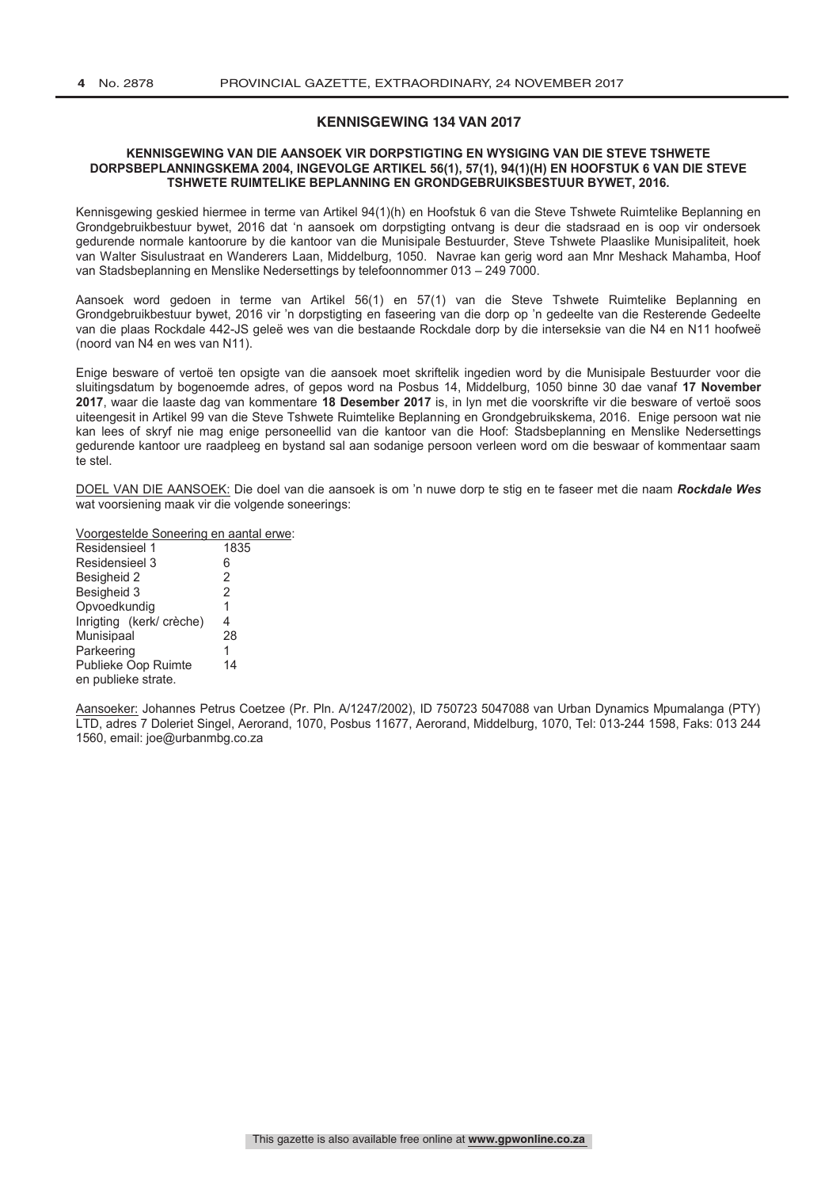## KENNISGEWING 134 VAN 2017

### KENNISGEWING VAN DIE AANSOEK VIR DORPSTIGTING EN WYSIGING VAN DIE STEVE TSHWETE DORPSBEPLANNINGSKEMA 2004, INGEVOLGE ARTIKEL 56(1), 57(1), 94(1)(H) EN HOOFSTUK 6 VAN DIE STEVE TSHWETE RUIMTELIKE BEPLANNING EN GRONDGEBRUIKSBESTUUR BYWET, 2016.

Kennisgewing geskied hiermee in terme van Artikel 94(1)(h) en Hoofstuk 6 van die Steve Tshwete Ruimtelike Beplanning en Grondgebruikbestuur bywet, 2016 dat 'n aansoek om dorpstigting ontvang is deur die stadsraad en is oop vir ondersoek gedurende normale kantoorure by die kantoor van die Munisipale Bestuurder, Steve Tshwete Plaaslike Munisipaliteit, hoek van Walter Sisulustraat en Wanderers Laan, Middelburg, 1050. Navrae kan gerig word aan Mnr Meshack Mahamba, Hoof van Stadsbeplanning en Menslike Nedersettings by telefoonnommer 013 – 249 7000.

Aansoek word gedoen in terme van Artikel 56(1) en 57(1) van die Steve Tshwete Ruimtelike Beplanning en Grondgebruikbestuur bywet, 2016 vir 'n dorpstigting en faseering van die dorp op 'n gedeelte van die Resterende Gedeelte van die plaas Rockdale 442-JS geleë wes van die bestaande Rockdale dorp by die interseksie van die N4 en N11 hoofweë (noord van N4 en wes van N11).

Enige besware of vertoë ten opsigte van die aansoek moet skriftelik ingedien word by die Munisipale Bestuurder voor die sluitingsdatum by bogenoemde adres, of gepos word na Posbus 14, Middelburg, 1050 binne 30 dae vanaf **17 November 2017**, waar die laaste dag van kommentare **18 Desember 2017** is, in lyn met die voorskrifte vir die besware of vertoë soos uiteengesit in Artikel 99 van die Steve Tshwete Ruimtelike Beplanning en Grondgebruikskema, 2016. Enige persoon wat nie kan lees of skryf nie mag enige personeellid van die kantoor van die Hoof: Stadsbeplanning en Menslike Nedersettings gedurende kantoor ure raadpleeg en bystand sal aan sodanige persoon verleen word om die beswaar of kommentaar saam te stel.

DOEL VAN DIE AANSOEK: Die doel van die aansoek is om 'n nuwe dorp te stig en te faseer met die naam ***Rockdale Wes*** wat voorsiening maak vir die volgende soneerings:

Voorgestelde Soneering en aantal erwe:

| | |
|---|---|
| Residensieel 1 | 1835 |
| Residensieel 3 | 6 |
| Besigheid 2 | 2 |
| Besigheid 3 | 2 |
| Opvoedkundig | 1 |
| Inrigting (kerk/ crèche) | 4 |
| Munisipaal | 28 |
| Parkeering | 1 |
| Publieke Oop Ruimte | 14 |

en publieke strate.

Aansoeker: Johannes Petrus Coetzee (Pr. Pln. A/1247/2002), ID 750723 5047088 van Urban Dynamics Mpumalanga (PTY) LTD, adres 7 Doleriet Singel, Aerorand, 1070, Posbus 11677, Aerorand, Middelburg, 1070, Tel: 013-244 1598, Faks: 013 244 1560, email: joe@urbanmbg.co.za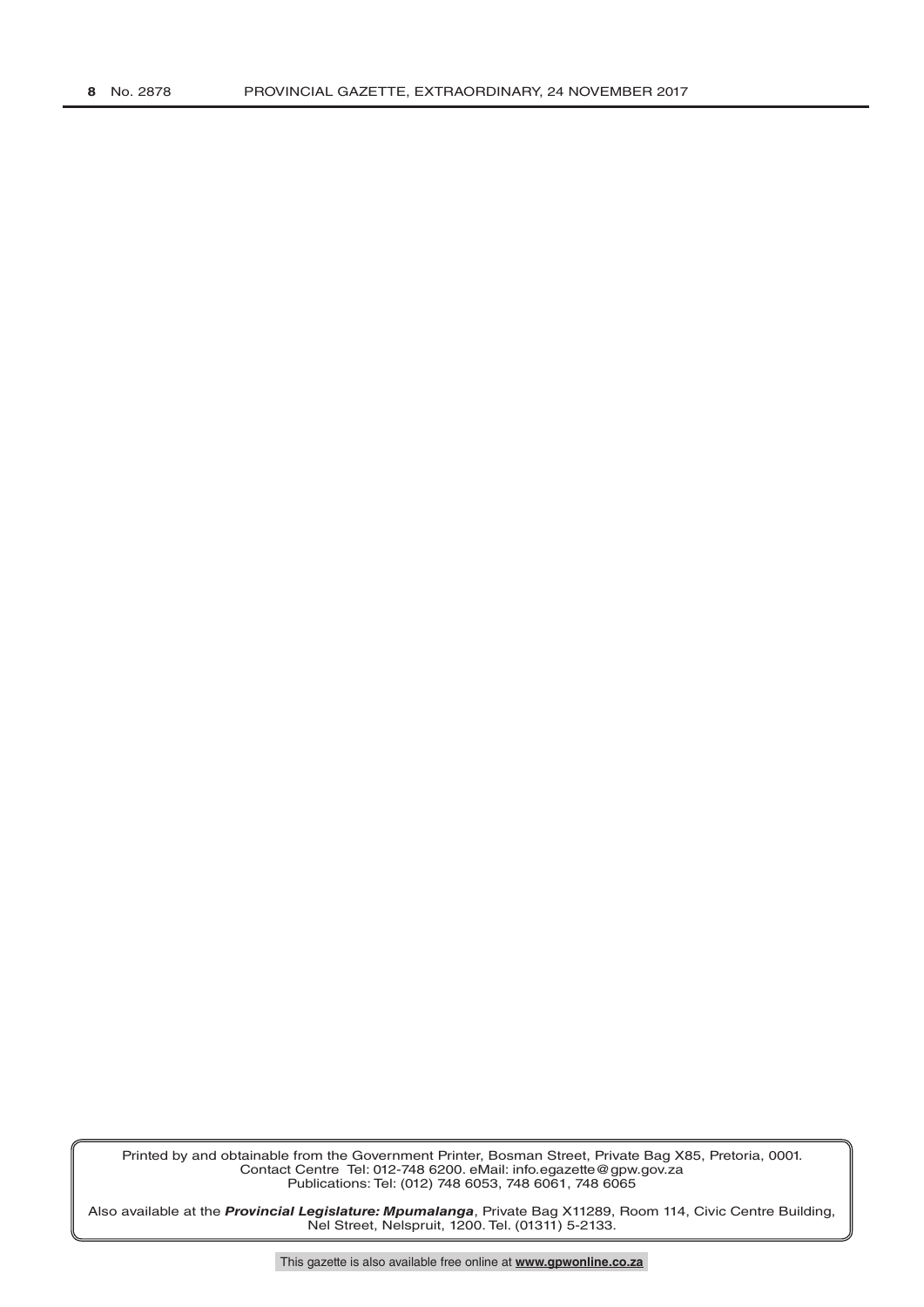Printed by and obtainable from the Government Printer, Bosman Street, Private Bag X85, Pretoria, 0001.
Contact Centre Tel: 012-748 6200. eMail: info.egazette@gpw.gov.za
Publications: Tel: (012) 748 6053, 748 6061, 748 6065

Also available at the ***Provincial Legislature: Mpumalanga***, Private Bag X11289, Room 114, Civic Centre Building, Nel Street, Nelspruit, 1200. Tel. (01311) 5-2133.

This gazette is also available free online at **www.gpwonline.co.za**